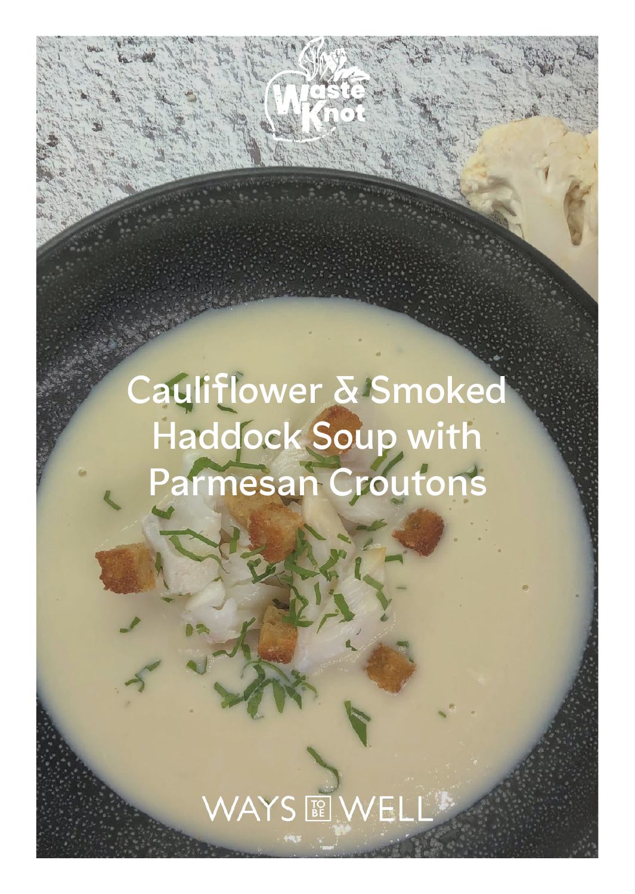Waste Knot

# Cauliflower & Smoked Haddock Soup with Parmesan Croutons

WAYS TO BE WELL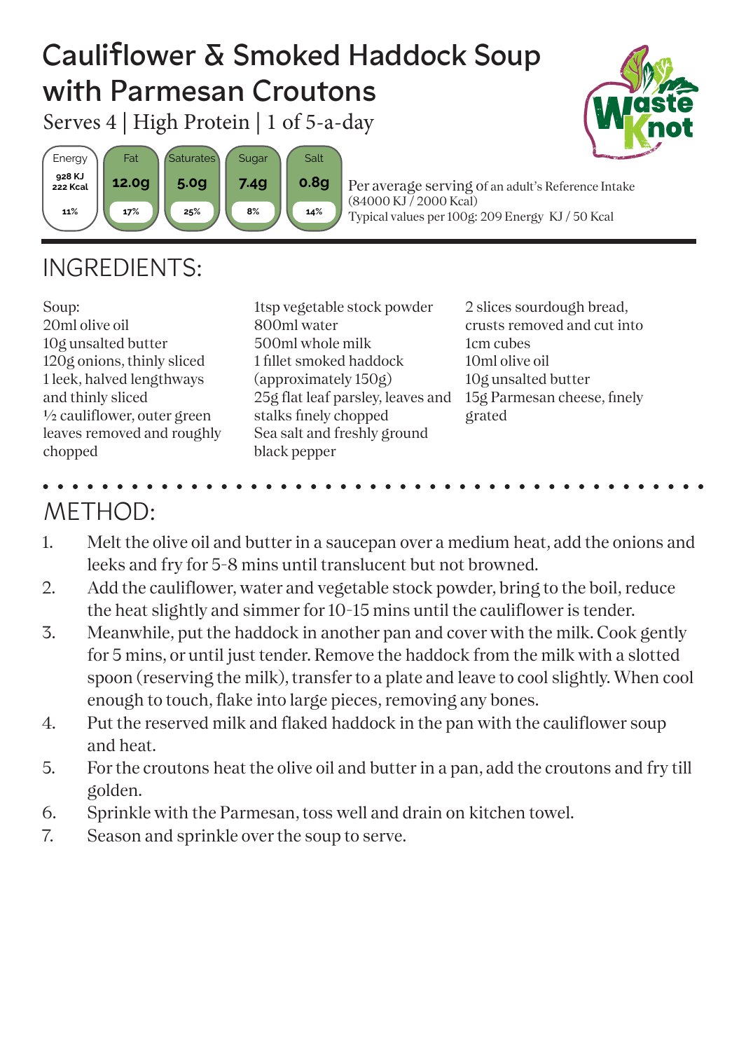# Cauliflower & Smoked Haddock Soup with Parmesan Croutons

Serves 4 | High Protein | 1 of 5-a-day

| Energy | Fat | Saturates | Sugar | Salt |
|---|---|---|---|---|
| 928 KJ 222 Kcal | 12.0g | 5.0g | 7.4g | 0.8g |
| 11% | 17% | 25% | 8% | 14% |

Per average serving of an adult's Reference Intake (84000 KJ / 2000 Kcal)
Typical values per 100g: 209 Energy KJ / 50 Kcal

## INGREDIENTS:

Soup:
20ml olive oil
10g unsalted butter
120g onions, thinly sliced
1 leek, halved lengthways and thinly sliced
½ cauliflower, outer green leaves removed and roughly chopped
1tsp vegetable stock powder
800ml water
500ml whole milk
1 fillet smoked haddock (approximately 150g)
25g flat leaf parsley, leaves and stalks finely chopped
Sea salt and freshly ground black pepper

2 slices sourdough bread, crusts removed and cut into 1cm cubes
10ml olive oil
10g unsalted butter
15g Parmesan cheese, finely grated

## METHOD:

1. Melt the olive oil and butter in a saucepan over a medium heat, add the onions and leeks and fry for 5-8 mins until translucent but not browned.
2. Add the cauliflower, water and vegetable stock powder, bring to the boil, reduce the heat slightly and simmer for 10-15 mins until the cauliflower is tender.
3. Meanwhile, put the haddock in another pan and cover with the milk. Cook gently for 5 mins, or until just tender. Remove the haddock from the milk with a slotted spoon (reserving the milk), transfer to a plate and leave to cool slightly. When cool enough to touch, flake into large pieces, removing any bones.
4. Put the reserved milk and flaked haddock in the pan with the cauliflower soup and heat.
5. For the croutons heat the olive oil and butter in a pan, add the croutons and fry till golden.
6. Sprinkle with the Parmesan, toss well and drain on kitchen towel.
7. Season and sprinkle over the soup to serve.